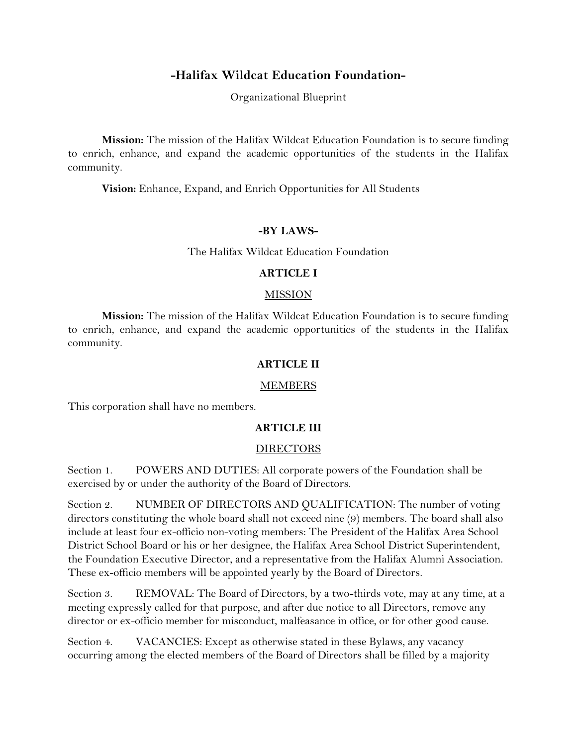# -Halifax Wildcat Education Foundation-

Organizational Blueprint

**Mission:** The mission of the Halifax Wildcat Education Foundation is to secure funding to enrich, enhance, and expand the academic opportunities of the students in the Halifax community.

**Vision:** Enhance, Expand, and Enrich Opportunities for All Students

## -BY LAWS-

The Halifax Wildcat Education Foundation

### ARTICLE I

MISSION

**Mission:** The mission of the Halifax Wildcat Education Foundation is to secure funding to enrich, enhance, and expand the academic opportunities of the students in the Halifax community.

### ARTICLE II

MEMBERS

This corporation shall have no members.

### ARTICLE III

DIRECTORS

Section 1. POWERS AND DUTIES: All corporate powers of the Foundation shall be exercised by or under the authority of the Board of Directors.

Section 2. NUMBER OF DIRECTORS AND QUALIFICATION: The number of voting directors constituting the whole board shall not exceed nine (9) members. The board shall also include at least four ex-officio non-voting members: The President of the Halifax Area School District School Board or his or her designee, the Halifax Area School District Superintendent, the Foundation Executive Director, and a representative from the Halifax Alumni Association. These ex-officio members will be appointed yearly by the Board of Directors.

Section 3. REMOVAL: The Board of Directors, by a two-thirds vote, may at any time, at a meeting expressly called for that purpose, and after due notice to all Directors, remove any director or ex-officio member for misconduct, malfeasance in office, or for other good cause.

Section 4. VACANCIES: Except as otherwise stated in these Bylaws, any vacancy occurring among the elected members of the Board of Directors shall be filled by a majority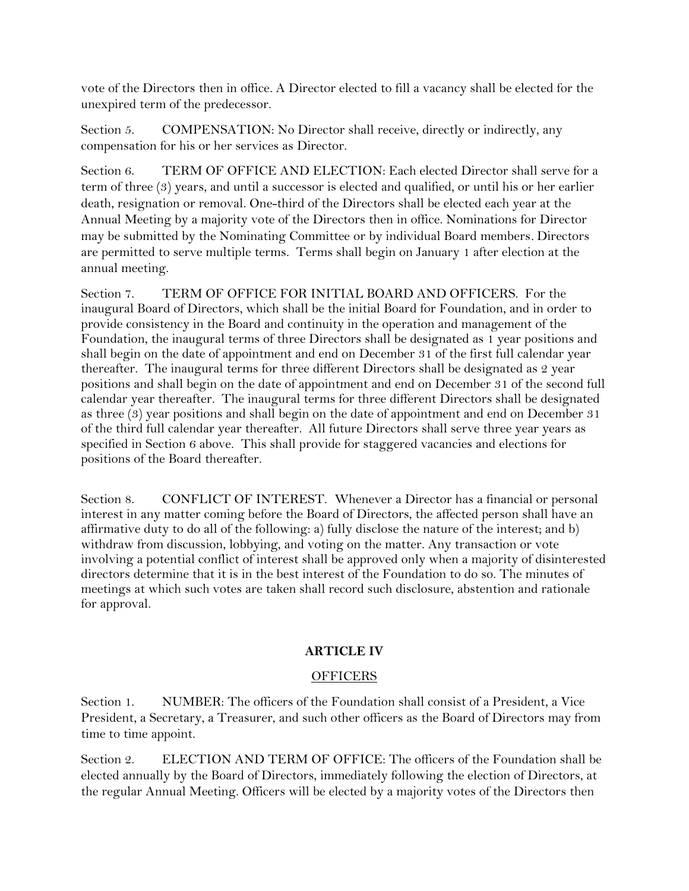vote of the Directors then in office. A Director elected to fill a vacancy shall be elected for the unexpired term of the predecessor.

Section 5. COMPENSATION: No Director shall receive, directly or indirectly, any compensation for his or her services as Director.

Section 6. TERM OF OFFICE AND ELECTION: Each elected Director shall serve for a term of three (3) years, and until a successor is elected and qualified, or until his or her earlier death, resignation or removal. One-third of the Directors shall be elected each year at the Annual Meeting by a majority vote of the Directors then in office. Nominations for Director may be submitted by the Nominating Committee or by individual Board members. Directors are permitted to serve multiple terms. Terms shall begin on January 1 after election at the annual meeting.

Section 7. TERM OF OFFICE FOR INITIAL BOARD AND OFFICERS. For the inaugural Board of Directors, which shall be the initial Board for Foundation, and in order to provide consistency in the Board and continuity in the operation and management of the Foundation, the inaugural terms of three Directors shall be designated as 1 year positions and shall begin on the date of appointment and end on December 31 of the first full calendar year thereafter. The inaugural terms for three different Directors shall be designated as 2 year positions and shall begin on the date of appointment and end on December 31 of the second full calendar year thereafter. The inaugural terms for three different Directors shall be designated as three (3) year positions and shall begin on the date of appointment and end on December 31 of the third full calendar year thereafter. All future Directors shall serve three year years as specified in Section 6 above. This shall provide for staggered vacancies and elections for positions of the Board thereafter.

Section 8. CONFLICT OF INTEREST. Whenever a Director has a financial or personal interest in any matter coming before the Board of Directors, the affected person shall have an affirmative duty to do all of the following: a) fully disclose the nature of the interest; and b) withdraw from discussion, lobbying, and voting on the matter. Any transaction or vote involving a potential conflict of interest shall be approved only when a majority of disinterested directors determine that it is in the best interest of the Foundation to do so. The minutes of meetings at which such votes are taken shall record such disclosure, abstention and rationale for approval.

## ARTICLE IV

### OFFICERS

Section 1. NUMBER: The officers of the Foundation shall consist of a President, a Vice President, a Secretary, a Treasurer, and such other officers as the Board of Directors may from time to time appoint.

Section 2. ELECTION AND TERM OF OFFICE: The officers of the Foundation shall be elected annually by the Board of Directors, immediately following the election of Directors, at the regular Annual Meeting. Officers will be elected by a majority votes of the Directors then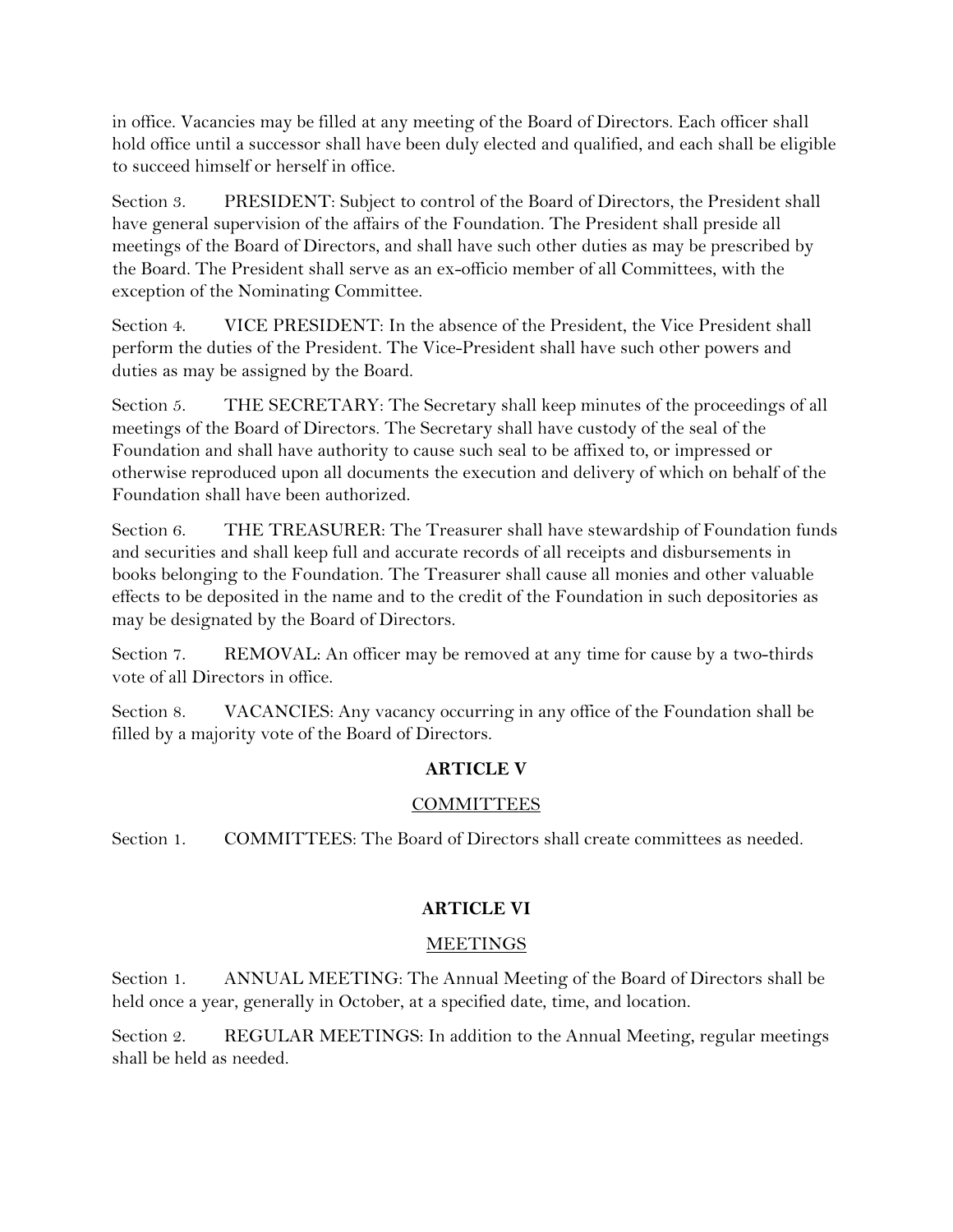in office. Vacancies may be filled at any meeting of the Board of Directors. Each officer shall hold office until a successor shall have been duly elected and qualified, and each shall be eligible to succeed himself or herself in office.

Section 3. PRESIDENT: Subject to control of the Board of Directors, the President shall have general supervision of the affairs of the Foundation. The President shall preside all meetings of the Board of Directors, and shall have such other duties as may be prescribed by the Board. The President shall serve as an ex-officio member of all Committees, with the exception of the Nominating Committee.

Section 4. VICE PRESIDENT: In the absence of the President, the Vice President shall perform the duties of the President. The Vice-President shall have such other powers and duties as may be assigned by the Board.

Section 5. THE SECRETARY: The Secretary shall keep minutes of the proceedings of all meetings of the Board of Directors. The Secretary shall have custody of the seal of the Foundation and shall have authority to cause such seal to be affixed to, or impressed or otherwise reproduced upon all documents the execution and delivery of which on behalf of the Foundation shall have been authorized.

Section 6. THE TREASURER: The Treasurer shall have stewardship of Foundation funds and securities and shall keep full and accurate records of all receipts and disbursements in books belonging to the Foundation. The Treasurer shall cause all monies and other valuable effects to be deposited in the name and to the credit of the Foundation in such depositories as may be designated by the Board of Directors.

Section 7. REMOVAL: An officer may be removed at any time for cause by a two-thirds vote of all Directors in office.

Section 8. VACANCIES: Any vacancy occurring in any office of the Foundation shall be filled by a majority vote of the Board of Directors.

## ARTICLE V

### COMMITTEES

Section 1. COMMITTEES: The Board of Directors shall create committees as needed.

## ARTICLE VI

### MEETINGS

Section 1. ANNUAL MEETING: The Annual Meeting of the Board of Directors shall be held once a year, generally in October, at a specified date, time, and location.

Section 2. REGULAR MEETINGS: In addition to the Annual Meeting, regular meetings shall be held as needed.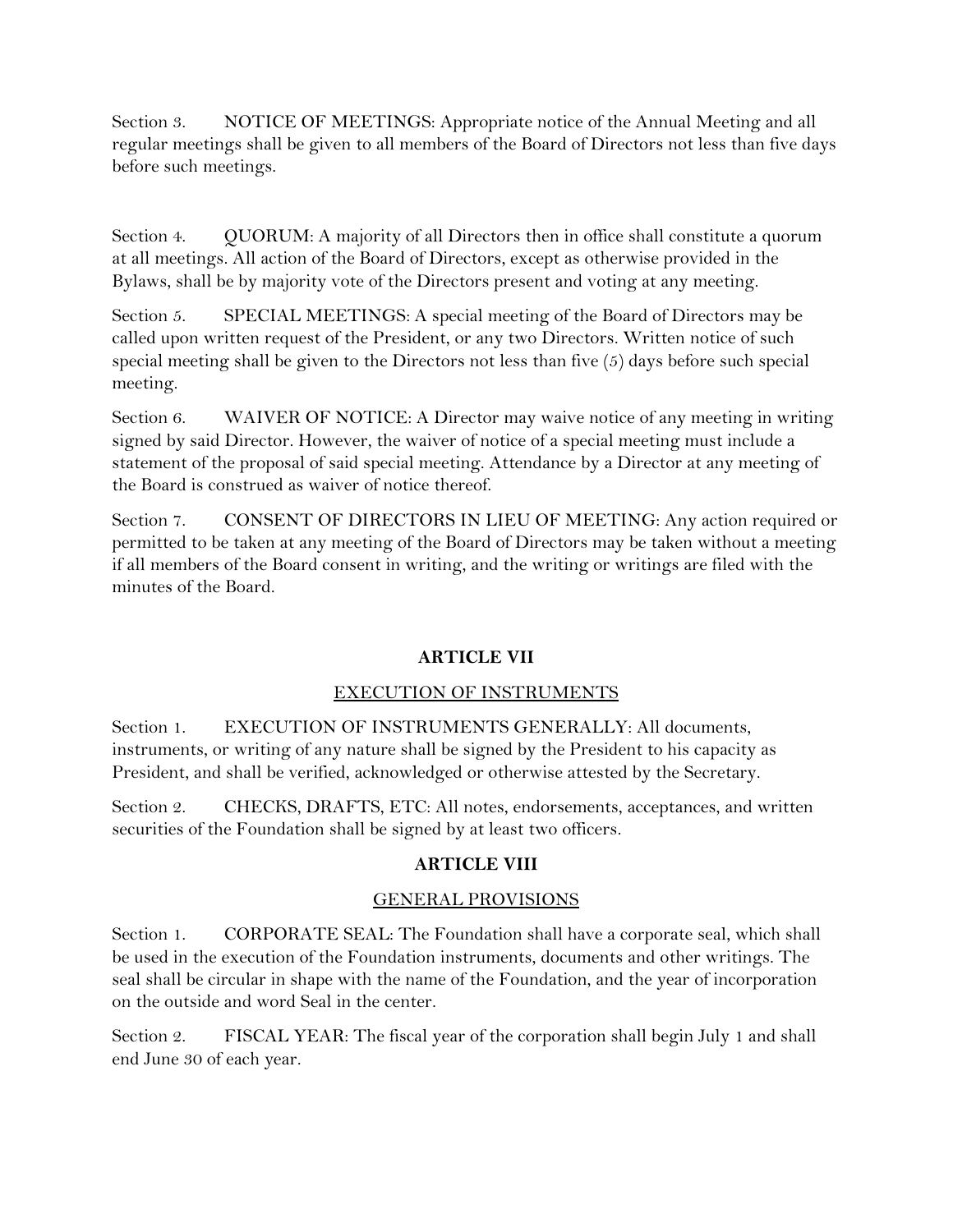Section 3. NOTICE OF MEETINGS: Appropriate notice of the Annual Meeting and all regular meetings shall be given to all members of the Board of Directors not less than five days before such meetings.

Section 4. QUORUM: A majority of all Directors then in office shall constitute a quorum at all meetings. All action of the Board of Directors, except as otherwise provided in the Bylaws, shall be by majority vote of the Directors present and voting at any meeting.

Section 5. SPECIAL MEETINGS: A special meeting of the Board of Directors may be called upon written request of the President, or any two Directors. Written notice of such special meeting shall be given to the Directors not less than five (5) days before such special meeting.

Section 6. WAIVER OF NOTICE: A Director may waive notice of any meeting in writing signed by said Director. However, the waiver of notice of a special meeting must include a statement of the proposal of said special meeting. Attendance by a Director at any meeting of the Board is construed as waiver of notice thereof.

Section 7. CONSENT OF DIRECTORS IN LIEU OF MEETING: Any action required or permitted to be taken at any meeting of the Board of Directors may be taken without a meeting if all members of the Board consent in writing, and the writing or writings are filed with the minutes of the Board.

## ARTICLE VII

### EXECUTION OF INSTRUMENTS

Section 1. EXECUTION OF INSTRUMENTS GENERALLY: All documents, instruments, or writing of any nature shall be signed by the President to his capacity as President, and shall be verified, acknowledged or otherwise attested by the Secretary.

Section 2. CHECKS, DRAFTS, ETC: All notes, endorsements, acceptances, and written securities of the Foundation shall be signed by at least two officers.

## ARTICLE VIII

### GENERAL PROVISIONS

Section 1. CORPORATE SEAL: The Foundation shall have a corporate seal, which shall be used in the execution of the Foundation instruments, documents and other writings. The seal shall be circular in shape with the name of the Foundation, and the year of incorporation on the outside and word Seal in the center.

Section 2. FISCAL YEAR: The fiscal year of the corporation shall begin July 1 and shall end June 30 of each year.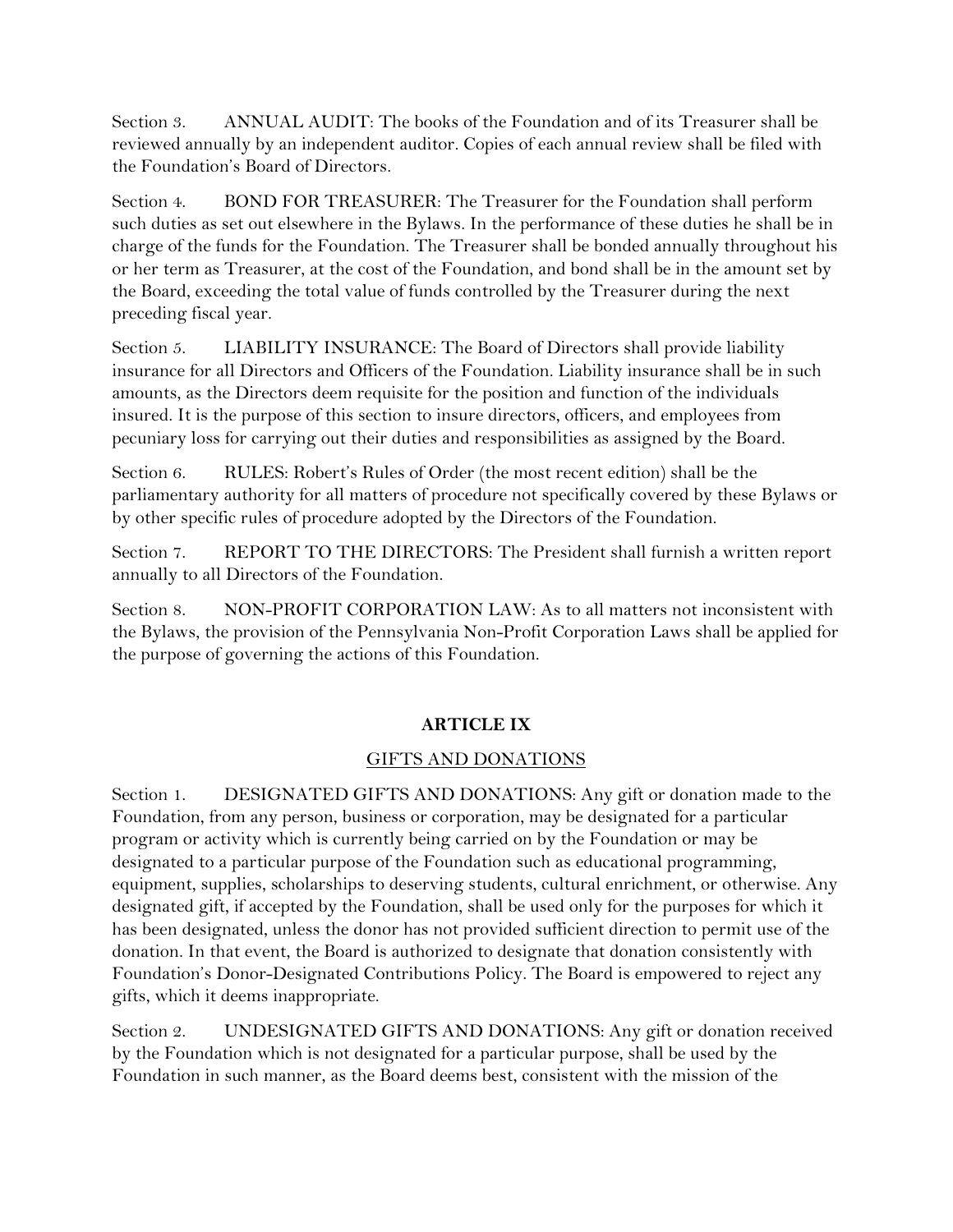Section 3. ANNUAL AUDIT: The books of the Foundation and of its Treasurer shall be reviewed annually by an independent auditor. Copies of each annual review shall be filed with the Foundation's Board of Directors.

Section 4. BOND FOR TREASURER: The Treasurer for the Foundation shall perform such duties as set out elsewhere in the Bylaws. In the performance of these duties he shall be in charge of the funds for the Foundation. The Treasurer shall be bonded annually throughout his or her term as Treasurer, at the cost of the Foundation, and bond shall be in the amount set by the Board, exceeding the total value of funds controlled by the Treasurer during the next preceding fiscal year.

Section 5. LIABILITY INSURANCE: The Board of Directors shall provide liability insurance for all Directors and Officers of the Foundation. Liability insurance shall be in such amounts, as the Directors deem requisite for the position and function of the individuals insured. It is the purpose of this section to insure directors, officers, and employees from pecuniary loss for carrying out their duties and responsibilities as assigned by the Board.

Section 6. RULES: Robert's Rules of Order (the most recent edition) shall be the parliamentary authority for all matters of procedure not specifically covered by these Bylaws or by other specific rules of procedure adopted by the Directors of the Foundation.

Section 7. REPORT TO THE DIRECTORS: The President shall furnish a written report annually to all Directors of the Foundation.

Section 8. NON-PROFIT CORPORATION LAW: As to all matters not inconsistent with the Bylaws, the provision of the Pennsylvania Non-Profit Corporation Laws shall be applied for the purpose of governing the actions of this Foundation.

## ARTICLE IX

### GIFTS AND DONATIONS

Section 1. DESIGNATED GIFTS AND DONATIONS: Any gift or donation made to the Foundation, from any person, business or corporation, may be designated for a particular program or activity which is currently being carried on by the Foundation or may be designated to a particular purpose of the Foundation such as educational programming, equipment, supplies, scholarships to deserving students, cultural enrichment, or otherwise. Any designated gift, if accepted by the Foundation, shall be used only for the purposes for which it has been designated, unless the donor has not provided sufficient direction to permit use of the donation. In that event, the Board is authorized to designate that donation consistently with Foundation's Donor-Designated Contributions Policy. The Board is empowered to reject any gifts, which it deems inappropriate.

Section 2. UNDESIGNATED GIFTS AND DONATIONS: Any gift or donation received by the Foundation which is not designated for a particular purpose, shall be used by the Foundation in such manner, as the Board deems best, consistent with the mission of the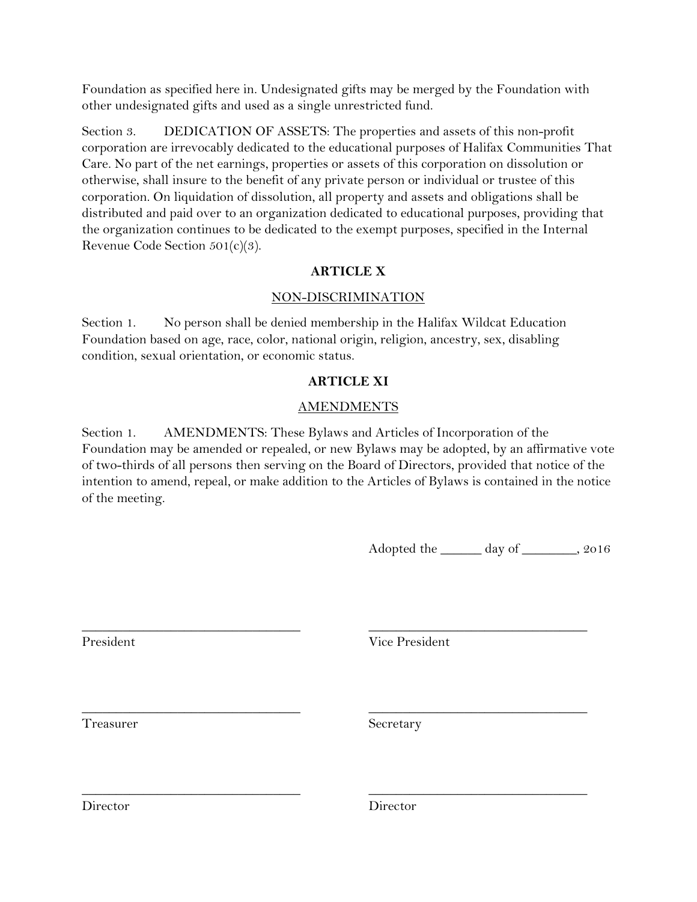Foundation as specified here in. Undesignated gifts may be merged by the Foundation with other undesignated gifts and used as a single unrestricted fund.

Section 3. DEDICATION OF ASSETS: The properties and assets of this non-profit corporation are irrevocably dedicated to the educational purposes of Halifax Communities That Care. No part of the net earnings, properties or assets of this corporation on dissolution or otherwise, shall insure to the benefit of any private person or individual or trustee of this corporation. On liquidation of dissolution, all property and assets and obligations shall be distributed and paid over to an organization dedicated to educational purposes, providing that the organization continues to be dedicated to the exempt purposes, specified in the Internal Revenue Code Section 501(c)(3).

**ARTICLE X**

NON-DISCRIMINATION

Section 1. No person shall be denied membership in the Halifax Wildcat Education Foundation based on age, race, color, national origin, religion, ancestry, sex, disabling condition, sexual orientation, or economic status.

**ARTICLE XI**

AMENDMENTS

Section 1. AMENDMENTS: These Bylaws and Articles of Incorporation of the Foundation may be amended or repealed, or new Bylaws may be adopted, by an affirmative vote of two-thirds of all persons then serving on the Board of Directors, provided that notice of the intention to amend, repeal, or make addition to the Articles of Bylaws is contained in the notice of the meeting.

Adopted the ______ day of ________, 2016

| | |
|---|---|
| ______________________________ | ______________________________ |
| President | Vice President |
| ______________________________ | ______________________________ |
| Treasurer | Secretary |
| ______________________________ | ______________________________ |
| Director | Director |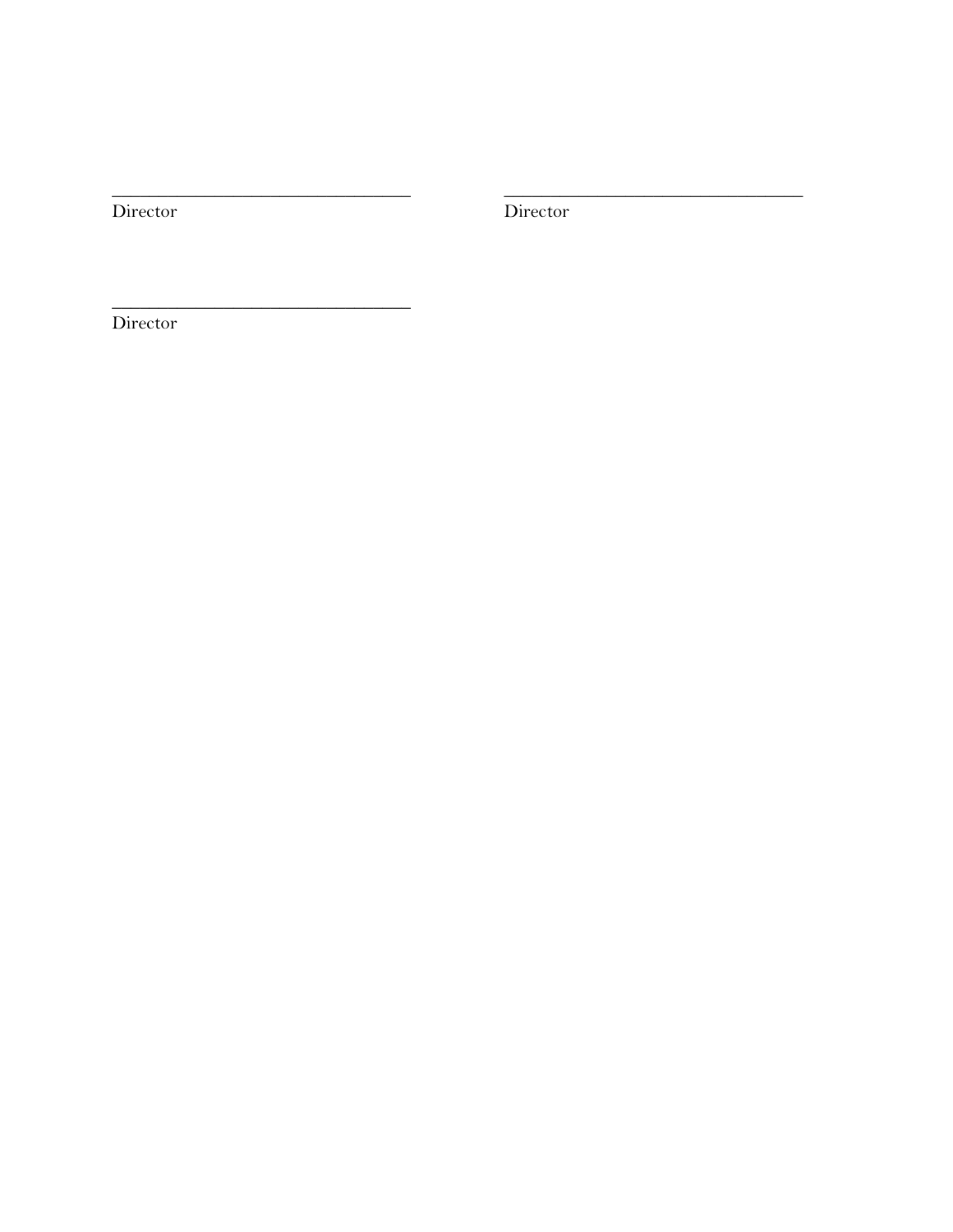\_\_\_\_\_\_\_\_\_\_\_\_\_\_\_\_\_\_\_\_\_\_\_\_\_\_\_\_\_\_\_\_
Director

\_\_\_\_\_\_\_\_\_\_\_\_\_\_\_\_\_\_\_\_\_\_\_\_\_\_\_\_\_\_\_\_
Director

\_\_\_\_\_\_\_\_\_\_\_\_\_\_\_\_\_\_\_\_\_\_\_\_\_\_\_\_\_\_\_\_
Director